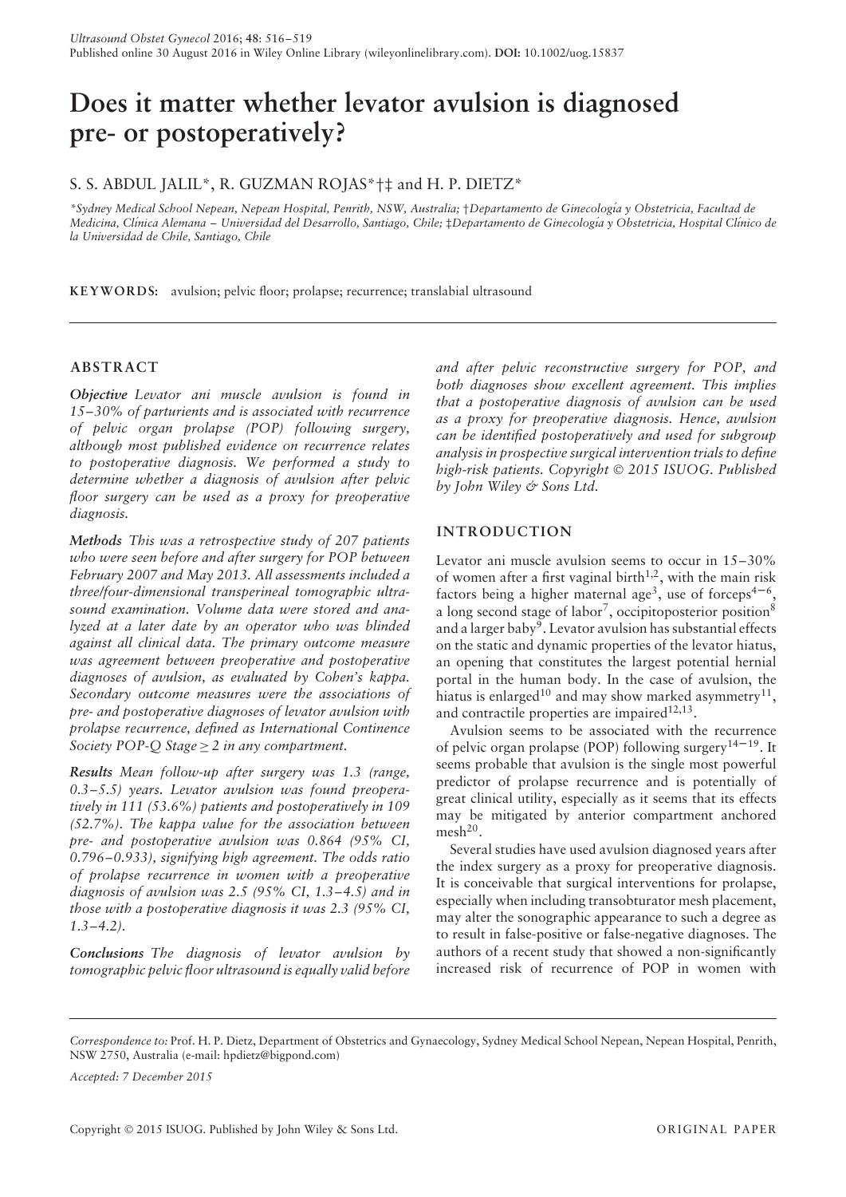# Does it matter whether levator avulsion is diagnosed pre- or postoperatively?

S. S. ABDUL JALIL*, R. GUZMAN ROJAS*†‡ and H. P. DIETZ*

*Sydney Medical School Nepean, Nepean Hospital, Penrith, NSW, Australia; †Departamento de Ginecología y Obstetricia, Facultad de Medicina, Clínica Alemana – Universidad del Desarrollo, Santiago, Chile; ‡Departamento de Ginecología y Obstetricia, Hospital Clínico de la Universidad de Chile, Santiago, Chile

**KEYWORDS:** avulsion; pelvic floor; prolapse; recurrence; translabial ultrasound

## ABSTRACT

***Objective*** *Levator ani muscle avulsion is found in 15–30% of parturients and is associated with recurrence of pelvic organ prolapse (POP) following surgery, although most published evidence on recurrence relates to postoperative diagnosis. We performed a study to determine whether a diagnosis of avulsion after pelvic floor surgery can be used as a proxy for preoperative diagnosis.*

***Methods*** *This was a retrospective study of 207 patients who were seen before and after surgery for POP between February 2007 and May 2013. All assessments included a three/four-dimensional transperineal tomographic ultrasound examination. Volume data were stored and analyzed at a later date by an operator who was blinded against all clinical data. The primary outcome measure was agreement between preoperative and postoperative diagnoses of avulsion, as evaluated by Cohen's kappa. Secondary outcome measures were the associations of pre- and postoperative diagnoses of levator avulsion with prolapse recurrence, defined as International Continence Society POP-Q Stage ≥ 2 in any compartment.*

***Results*** *Mean follow-up after surgery was 1.3 (range, 0.3–5.5) years. Levator avulsion was found preoperatively in 111 (53.6%) patients and postoperatively in 109 (52.7%). The kappa value for the association between pre- and postoperative avulsion was 0.864 (95% CI, 0.796–0.933), signifying high agreement. The odds ratio of prolapse recurrence in women with a preoperative diagnosis of avulsion was 2.5 (95% CI, 1.3–4.5) and in those with a postoperative diagnosis it was 2.3 (95% CI, 1.3–4.2).*

***Conclusions*** *The diagnosis of levator avulsion by tomographic pelvic floor ultrasound is equally valid before and after pelvic reconstructive surgery for POP, and both diagnoses show excellent agreement. This implies that a postoperative diagnosis of avulsion can be used as a proxy for preoperative diagnosis. Hence, avulsion can be identified postoperatively and used for subgroup analysis in prospective surgical intervention trials to define high-risk patients. Copyright © 2015 ISUOG. Published by John Wiley & Sons Ltd.*

## INTRODUCTION

Levator ani muscle avulsion seems to occur in 15–30% of women after a first vaginal birth[1,2], with the main risk factors being a higher maternal age[3], use of forceps[4–6], a long second stage of labor[7], occipitoposterior position[8] and a larger baby[9]. Levator avulsion has substantial effects on the static and dynamic properties of the levator hiatus, an opening that constitutes the largest potential hernial portal in the human body. In the case of avulsion, the hiatus is enlarged[10] and may show marked asymmetry[11], and contractile properties are impaired[12,13].

Avulsion seems to be associated with the recurrence of pelvic organ prolapse (POP) following surgery[14–19]. It seems probable that avulsion is the single most powerful predictor of prolapse recurrence and is potentially of great clinical utility, especially as it seems that its effects may be mitigated by anterior compartment anchored mesh[20].

Several studies have used avulsion diagnosed years after the index surgery as a proxy for preoperative diagnosis. It is conceivable that surgical interventions for prolapse, especially when including transobturator mesh placement, may alter the sonographic appearance to such a degree as to result in false-positive or false-negative diagnoses. The authors of a recent study that showed a non-significantly increased risk of recurrence of POP in women with

*Correspondence to:* Prof. H. P. Dietz, Department of Obstetrics and Gynaecology, Sydney Medical School Nepean, Nepean Hospital, Penrith, NSW 2750, Australia (e-mail: hpdietz@bigpond.com)

*Accepted: 7 December 2015*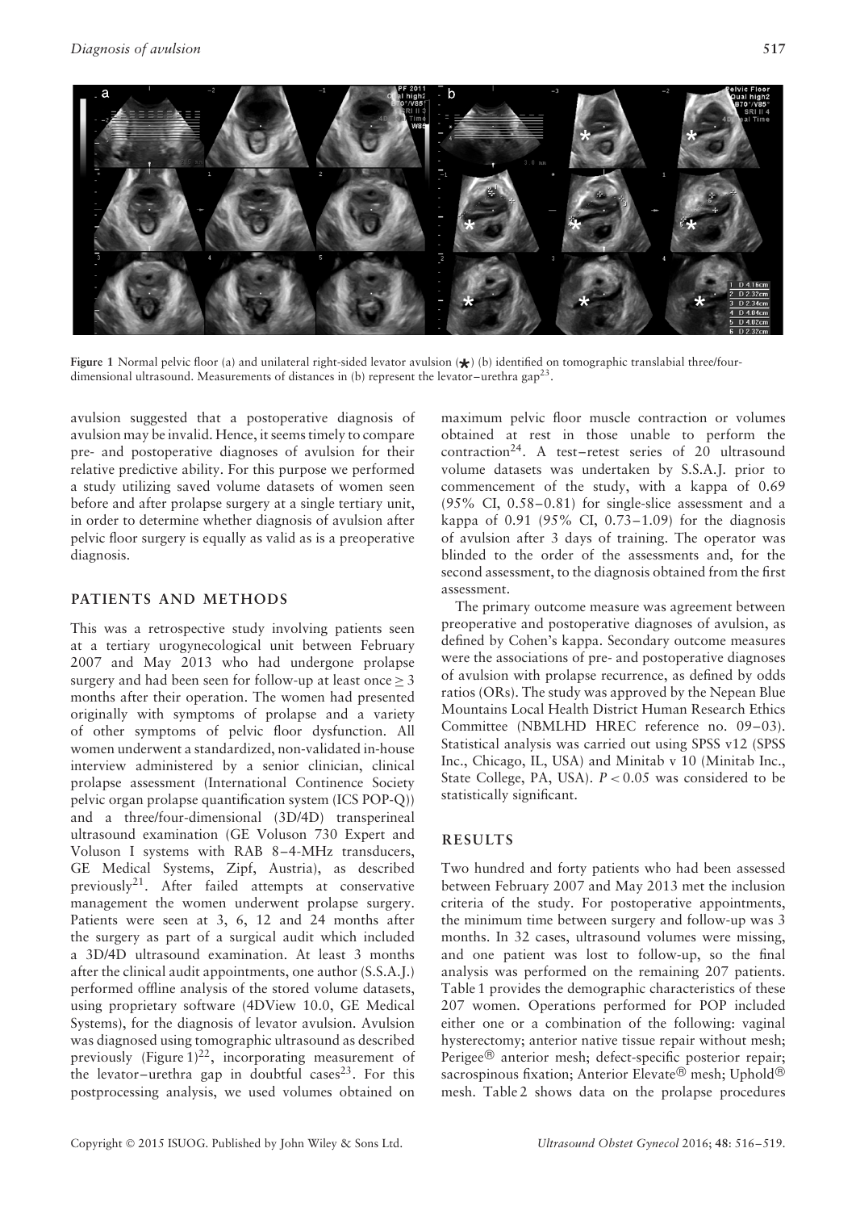Figure 1 Normal pelvic floor (a) and unilateral right-sided levator avulsion (★) (b) identified on tomographic translabial three/four-dimensional ultrasound. Measurements of distances in (b) represent the levator–urethra gap[23].

avulsion suggested that a postoperative diagnosis of avulsion may be invalid. Hence, it seems timely to compare pre- and postoperative diagnoses of avulsion for their relative predictive ability. For this purpose we performed a study utilizing saved volume datasets of women seen before and after prolapse surgery at a single tertiary unit, in order to determine whether diagnosis of avulsion after pelvic floor surgery is equally as valid as is a preoperative diagnosis.

## PATIENTS AND METHODS

This was a retrospective study involving patients seen at a tertiary urogynecological unit between February 2007 and May 2013 who had undergone prolapse surgery and had been seen for follow-up at least once $\geq 3$ months after their operation. The women had presented originally with symptoms of prolapse and a variety of other symptoms of pelvic floor dysfunction. All women underwent a standardized, non-validated in-house interview administered by a senior clinician, clinical prolapse assessment (International Continence Society pelvic organ prolapse quantification system (ICS POP-Q)) and a three/four-dimensional (3D/4D) transperineal ultrasound examination (GE Voluson 730 Expert and Voluson I systems with RAB 8–4-MHz transducers, GE Medical Systems, Zipf, Austria), as described previously[21]. After failed attempts at conservative management the women underwent prolapse surgery. Patients were seen at 3, 6, 12 and 24 months after the surgery as part of a surgical audit which included a 3D/4D ultrasound examination. At least 3 months after the clinical audit appointments, one author (S.S.A.J.) performed offline analysis of the stored volume datasets, using proprietary software (4DView 10.0, GE Medical Systems), for the diagnosis of levator avulsion. Avulsion was diagnosed using tomographic ultrasound as described previously (Figure 1)[22], incorporating measurement of the levator–urethra gap in doubtful cases[23]. For this postprocessing analysis, we used volumes obtained on maximum pelvic floor muscle contraction or volumes obtained at rest in those unable to perform the contraction[24]. A test–retest series of 20 ultrasound volume datasets was undertaken by S.S.A.J. prior to commencement of the study, with a kappa of 0.69 (95% CI, 0.58–0.81) for single-slice assessment and a kappa of 0.91 (95% CI, 0.73–1.09) for the diagnosis of avulsion after 3 days of training. The operator was blinded to the order of the assessments and, for the second assessment, to the diagnosis obtained from the first assessment.

The primary outcome measure was agreement between preoperative and postoperative diagnoses of avulsion, as defined by Cohen's kappa. Secondary outcome measures were the associations of pre- and postoperative diagnoses of avulsion with prolapse recurrence, as defined by odds ratios (ORs). The study was approved by the Nepean Blue Mountains Local Health District Human Research Ethics Committee (NBMLHD HREC reference no. 09–03). Statistical analysis was carried out using SPSS v12 (SPSS Inc., Chicago, IL, USA) and Minitab v 10 (Minitab Inc., State College, PA, USA). $P < 0.05$ was considered to be statistically significant.

## RESULTS

Two hundred and forty patients who had been assessed between February 2007 and May 2013 met the inclusion criteria of the study. For postoperative appointments, the minimum time between surgery and follow-up was 3 months. In 32 cases, ultrasound volumes were missing, and one patient was lost to follow-up, so the final analysis was performed on the remaining 207 patients. Table 1 provides the demographic characteristics of these 207 women. Operations performed for POP included either one or a combination of the following: vaginal hysterectomy; anterior native tissue repair without mesh; Perigee® anterior mesh; defect-specific posterior repair; sacrospinous fixation; Anterior Elevate® mesh; Uphold® mesh. Table 2 shows data on the prolapse procedures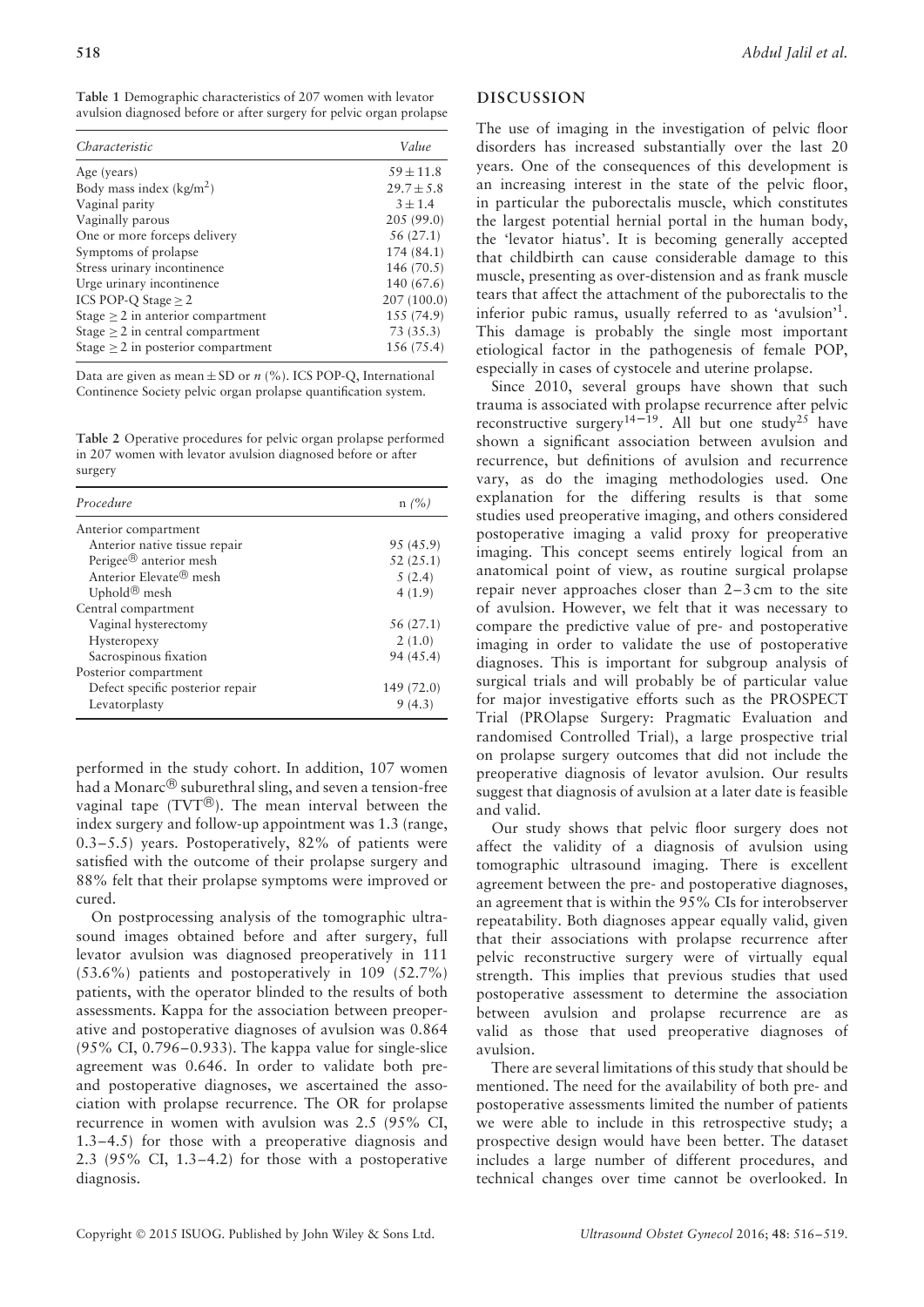**Table 1** Demographic characteristics of 207 women with levator avulsion diagnosed before or after surgery for pelvic organ prolapse

| *Characteristic* | *Value* |
|---|---|
| Age (years) | 59 ± 11.8 |
| Body mass index (kg/m$^2$) | 29.7 ± 5.8 |
| Vaginal parity | 3 ± 1.4 |
| Vaginally parous | 205 (99.0) |
| One or more forceps delivery | 56 (27.1) |
| Symptoms of prolapse | 174 (84.1) |
| Stress urinary incontinence | 146 (70.5) |
| Urge urinary incontinence | 140 (67.6) |
| ICS POP-Q Stage ≥ 2 | 207 (100.0) |
| Stage ≥ 2 in anterior compartment | 155 (74.9) |
| Stage ≥ 2 in central compartment | 73 (35.3) |
| Stage ≥ 2 in posterior compartment | 156 (75.4) |

Data are given as mean ± SD or *n* (%). ICS POP-Q, International Continence Society pelvic organ prolapse quantification system.

**Table 2** Operative procedures for pelvic organ prolapse performed in 207 women with levator avulsion diagnosed before or after surgery

| *Procedure* | n *(%)* |
|---|---|
| Anterior compartment | |
| Anterior native tissue repair | 95 (45.9) |
| Perigee® anterior mesh | 52 (25.1) |
| Anterior Elevate® mesh | 5 (2.4) |
| Uphold® mesh | 4 (1.9) |
| Central compartment | |
| Vaginal hysterectomy | 56 (27.1) |
| Hysteropexy | 2 (1.0) |
| Sacrospinous fixation | 94 (45.4) |
| Posterior compartment | |
| Defect specific posterior repair | 149 (72.0) |
| Levatorplasty | 9 (4.3) |

performed in the study cohort. In addition, 107 women had a Monarc® suburethral sling, and seven a tension-free vaginal tape (TVT®). The mean interval between the index surgery and follow-up appointment was 1.3 (range, 0.3–5.5) years. Postoperatively, 82% of patients were satisfied with the outcome of their prolapse surgery and 88% felt that their prolapse symptoms were improved or cured.

On postprocessing analysis of the tomographic ultrasound images obtained before and after surgery, full levator avulsion was diagnosed preoperatively in 111 (53.6%) patients and postoperatively in 109 (52.7%) patients, with the operator blinded to the results of both assessments. Kappa for the association between preoperative and postoperative diagnoses of avulsion was 0.864 (95% CI, 0.796–0.933). The kappa value for single-slice agreement was 0.646. In order to validate both pre- and postoperative diagnoses, we ascertained the association with prolapse recurrence. The OR for prolapse recurrence in women with avulsion was 2.5 (95% CI, 1.3–4.5) for those with a preoperative diagnosis and 2.3 (95% CI, 1.3–4.2) for those with a postoperative diagnosis.

## DISCUSSION

The use of imaging in the investigation of pelvic floor disorders has increased substantially over the last 20 years. One of the consequences of this development is an increasing interest in the state of the pelvic floor, in particular the puborectalis muscle, which constitutes the largest potential hernial portal in the human body, the 'levator hiatus'. It is becoming generally accepted that childbirth can cause considerable damage to this muscle, presenting as over-distension and as frank muscle tears that affect the attachment of the puborectalis to the inferior pubic ramus, usually referred to as 'avulsion'[1]. This damage is probably the single most important etiological factor in the pathogenesis of female POP, especially in cases of cystocele and uterine prolapse.

Since 2010, several groups have shown that such trauma is associated with prolapse recurrence after pelvic reconstructive surgery[14–19]. All but one study[25] have shown a significant association between avulsion and recurrence, but definitions of avulsion and recurrence vary, as do the imaging methodologies used. One explanation for the differing results is that some studies used preoperative imaging, and others considered postoperative imaging a valid proxy for preoperative imaging. This concept seems entirely logical from an anatomical point of view, as routine surgical prolapse repair never approaches closer than 2–3 cm to the site of avulsion. However, we felt that it was necessary to compare the predictive value of pre- and postoperative imaging in order to validate the use of postoperative diagnoses. This is important for subgroup analysis of surgical trials and will probably be of particular value for major investigative efforts such as the PROSPECT Trial (PROlapse Surgery: Pragmatic Evaluation and randomised Controlled Trial), a large prospective trial on prolapse surgery outcomes that did not include the preoperative diagnosis of levator avulsion. Our results suggest that diagnosis of avulsion at a later date is feasible and valid.

Our study shows that pelvic floor surgery does not affect the validity of a diagnosis of avulsion using tomographic ultrasound imaging. There is excellent agreement between the pre- and postoperative diagnoses, an agreement that is within the 95% CIs for interobserver repeatability. Both diagnoses appear equally valid, given that their associations with prolapse recurrence after pelvic reconstructive surgery were of virtually equal strength. This implies that previous studies that used postoperative assessment to determine the association between avulsion and prolapse recurrence are as valid as those that used preoperative diagnoses of avulsion.

There are several limitations of this study that should be mentioned. The need for the availability of both pre- and postoperative assessments limited the number of patients we were able to include in this retrospective study; a prospective design would have been better. The dataset includes a large number of different procedures, and technical changes over time cannot be overlooked. In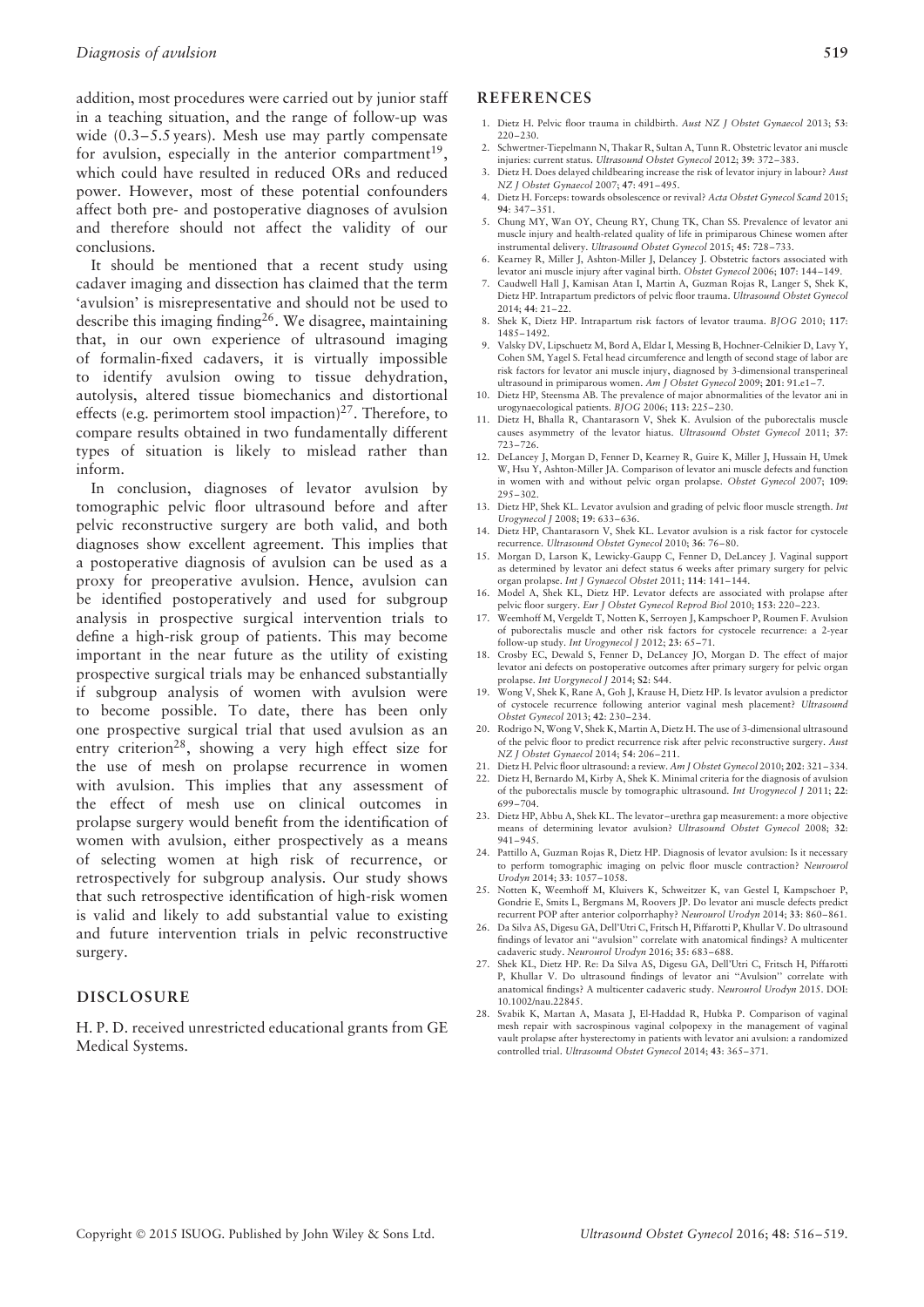addition, most procedures were carried out by junior staff in a teaching situation, and the range of follow-up was wide (0.3–5.5 years). Mesh use may partly compensate for avulsion, especially in the anterior compartment[19], which could have resulted in reduced ORs and reduced power. However, most of these potential confounders affect both pre- and postoperative diagnoses of avulsion and therefore should not affect the validity of our conclusions.

It should be mentioned that a recent study using cadaver imaging and dissection has claimed that the term 'avulsion' is misrepresentative and should not be used to describe this imaging finding[26]. We disagree, maintaining that, in our own experience of ultrasound imaging of formalin-fixed cadavers, it is virtually impossible to identify avulsion owing to tissue dehydration, autolysis, altered tissue biomechanics and distortional effects (e.g. perimortem stool impaction)[27]. Therefore, to compare results obtained in two fundamentally different types of situation is likely to mislead rather than inform.

In conclusion, diagnoses of levator avulsion by tomographic pelvic floor ultrasound before and after pelvic reconstructive surgery are both valid, and both diagnoses show excellent agreement. This implies that a postoperative diagnosis of avulsion can be used as a proxy for preoperative avulsion. Hence, avulsion can be identified postoperatively and used for subgroup analysis in prospective surgical intervention trials to define a high-risk group of patients. This may become important in the near future as the utility of existing prospective surgical trials may be enhanced substantially if subgroup analysis of women with avulsion were to become possible. To date, there has been only one prospective surgical trial that used avulsion as an entry criterion[28], showing a very high effect size for the use of mesh on prolapse recurrence in women with avulsion. This implies that any assessment of the effect of mesh use on clinical outcomes in prolapse surgery would benefit from the identification of women with avulsion, either prospectively as a means of selecting women at high risk of recurrence, or retrospectively for subgroup analysis. Our study shows that such retrospective identification of high-risk women is valid and likely to add substantial value to existing and future intervention trials in pelvic reconstructive surgery.

## DISCLOSURE

H. P. D. received unrestricted educational grants from GE Medical Systems.

## REFERENCES

1. Dietz H. Pelvic floor trauma in childbirth. *Aust NZ J Obstet Gynaecol* 2013; **53**: 220–230.
2. Schwertner-Tiepelmann N, Thakar R, Sultan A, Tunn R. Obstetric levator ani muscle injuries: current status. *Ultrasound Obstet Gynecol* 2012; **39**: 372–383.
3. Dietz H. Does delayed childbearing increase the risk of levator injury in labour? *Aust NZ J Obstet Gynaecol* 2007; **47**: 491–495.
4. Dietz H. Forceps: towards obsolescence or revival? *Acta Obstet Gynecol Scand* 2015; **94**: 347–351.
5. Chung MY, Wan OY, Cheung RY, Chung TK, Chan SS. Prevalence of levator ani muscle injury and health-related quality of life in primiparous Chinese women after instrumental delivery. *Ultrasound Obstet Gynecol* 2015; **45**: 728–733.
6. Kearney R, Miller J, Ashton-Miller J, Delancey J. Obstetric factors associated with levator ani muscle injury after vaginal birth. *Obstet Gynecol* 2006; **107**: 144–149.
7. Caudwell Hall J, Kamisan Atan I, Martin A, Guzman Rojas R, Langer S, Shek K, Dietz HP. Intrapartum predictors of pelvic floor trauma. *Ultrasound Obstet Gynecol* 2014; **44**: 21–22.
8. Shek K, Dietz HP. Intrapartum risk factors of levator trauma. *BJOG* 2010; **117**: 1485–1492.
9. Valsky DV, Lipschuetz M, Bord A, Eldar I, Messing B, Hochner-Celnikier D, Lavy Y, Cohen SM, Yagel S. Fetal head circumference and length of second stage of labor are risk factors for levator ani muscle injury, diagnosed by 3-dimensional transperineal ultrasound in primiparous women. *Am J Obstet Gynecol* 2009; **201**: 91.e1–7.
10. Dietz HP, Steensma AB. The prevalence of major abnormalities of the levator ani in urogynaecological patients. *BJOG* 2006; **113**: 225–230.
11. Dietz H, Bhalla R, Chantarasorn V, Shek K. Avulsion of the puborectalis muscle causes asymmetry of the levator hiatus. *Ultrasound Obstet Gynecol* 2011; **37**: 723–726.
12. DeLancey J, Morgan D, Fenner D, Kearney R, Guire K, Miller J, Hussain H, Umek W, Hsu Y, Ashton-Miller JA. Comparison of levator ani muscle defects and function in women with and without pelvic organ prolapse. *Obstet Gynecol* 2007; **109**: 295–302.
13. Dietz HP, Shek KL. Levator avulsion and grading of pelvic floor muscle strength. *Int Urogynecol J* 2008; **19**: 633–636.
14. Dietz HP, Chantarasorn V, Shek KL. Levator avulsion is a risk factor for cystocele recurrence. *Ultrasound Obstet Gynecol* 2010; **36**: 76–80.
15. Morgan D, Larson K, Lewicky-Gaupp C, Fenner D, DeLancey J. Vaginal support as determined by levator ani defect status 6 weeks after primary surgery for pelvic organ prolapse. *Int J Gynaecol Obstet* 2011; **114**: 141–144.
16. Model A, Shek KL, Dietz HP. Levator defects are associated with prolapse after pelvic floor surgery. *Eur J Obstet Gynecol Reprod Biol* 2010; **153**: 220–223.
17. Weemhoff M, Vergeldt T, Notten K, Serroyen J, Kampschoer P, Roumen F. Avulsion of puborectalis muscle and other risk factors for cystocele recurrence: a 2-year follow-up study. *Int Urogynecol J* 2012; **23**: 65–71.
18. Crosby EC, Dewald S, Fenner D, DeLancey JO, Morgan D. The effect of major levator ani defects on postoperative outcomes after primary surgery for pelvic organ prolapse. *Int Uorgynecol J* 2014; **S2**: S44.
19. Wong V, Shek K, Rane A, Goh J, Krause H, Dietz HP. Is levator avulsion a predictor of cystocele recurrence following anterior vaginal mesh placement? *Ultrasound Obstet Gynecol* 2013; **42**: 230–234.
20. Rodrigo N, Wong V, Shek K, Martin A, Dietz H. The use of 3-dimensional ultrasound of the pelvic floor to predict recurrence risk after pelvic reconstructive surgery. *Aust NZ J Obstet Gynaecol* 2014; **54**: 206–211.
21. Dietz H. Pelvic floor ultrasound: a review. *Am J Obstet Gynecol* 2010; **202**: 321–334.
22. Dietz H, Bernardo M, Kirby A, Shek K. Minimal criteria for the diagnosis of avulsion of the puborectalis muscle by tomographic ultrasound. *Int Urogynecol J* 2011; **22**: 699–704.
23. Dietz HP, Abbu A, Shek KL. The levator–urethra gap measurement: a more objective means of determining levator avulsion? *Ultrasound Obstet Gynecol* 2008; **32**: 941–945.
24. Pattillo A, Guzman Rojas R, Dietz HP. Diagnosis of levator avulsion: Is it necessary to perform tomographic imaging on pelvic floor muscle contraction? *Neurourol Urodyn* 2014; **33**: 1057–1058.
25. Notten K, Weemhoff M, Kluivers K, Schweitzer K, van Gestel I, Kampschoer P, Gondrie E, Smits L, Bergmans M, Roovers JP. Do levator ani muscle defects predict recurrent POP after anterior colporrhaphy? *Neurourol Urodyn* 2014; **33**: 860–861.
26. Da Silva AS, Digesu GA, Dell'Utri C, Fritsch H, Piffarotti P, Khullar V. Do ultrasound findings of levator ani "avulsion" correlate with anatomical findings? A multicenter cadaveric study. *Neurourol Urodyn* 2016; **35**: 683–688.
27. Shek KL, Dietz HP. Re: Da Silva AS, Digesu GA, Dell'Utri C, Fritsch H, Piffarotti P, Khullar V. Do ultrasound findings of levator ani "Avulsion" correlate with anatomical findings? A multicenter cadaveric study. *Neurourol Urodyn* 2015. DOI: 10.1002/nau.22845.
28. Svabik K, Martan A, Masata J, El-Haddad R, Hubka P. Comparison of vaginal mesh repair with sacrospinous vaginal colpopexy in the management of vaginal vault prolapse after hysterectomy in patients with levator ani avulsion: a randomized controlled trial. *Ultrasound Obstet Gynecol* 2014; **43**: 365–371.